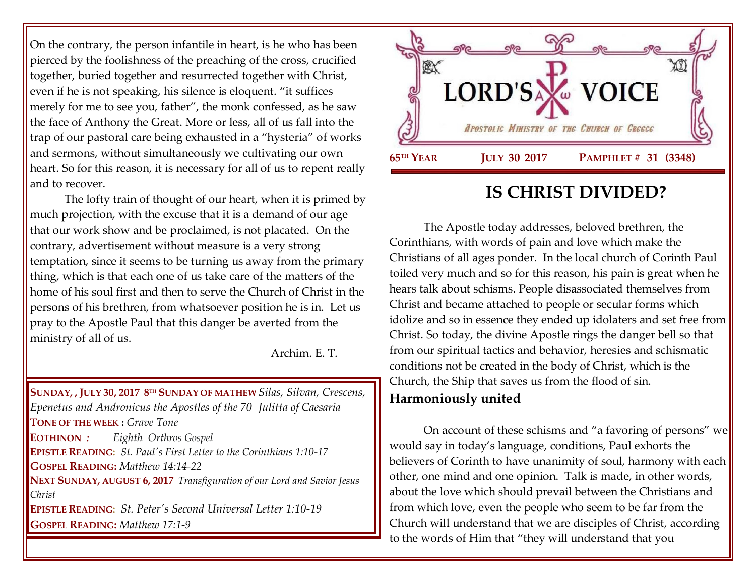On the contrary, the person infantile in heart, is he who has been pierced by the foolishness of the preaching of the cross, crucified together, buried together and resurrected together with Christ, even if he is not speaking, his silence is eloquent. "it suffices merely for me to see you, father", the monk confessed, as he saw the face of Anthony the Great. More or less, all of us fall into the trap of our pastoral care being exhausted in a "hysteria" of works and sermons, without simultaneously we cultivating our own heart. So for this reason, it is necessary for all of us to repent really and to recover.

The lofty train of thought of our heart, when it is primed by much projection, with the excuse that it is a demand of our age that our work show and be proclaimed, is not placated. On the contrary, advertisement without measure is a very strong temptation, since it seems to be turning us away from the primary thing, which is that each one of us take care of the matters of the home of his soul first and then to serve the Church of Christ in the persons of his brethren, from whatsoever position he is in. Let us pray to the Apostle Paul that this danger be averted from the ministry of all of us.

Archim. E. T.

**SUNDAY, , JULY 30, 2017 8TH SUNDAY OF MATHEW** *Silas, Silvan, Crescens, Epenetus and Andronicus the Apostles of the 70 Julitta of Caesaria*
**TONE OF THE WEEK :** *Grave Tone*
**EOTHINON :** *Eighth Orthros Gospel*
**EPISTLE READING:** *St. Paul's First Letter to the Corinthians 1:10-17*
**GOSPEL READING:** *Matthew 14:14-22*
**NEXT SUNDAY, AUGUST 6, 2017** *Transfiguration of our Lord and Savior Jesus Christ*
**EPISTLE READING:** *St. Peter's Second Universal Letter 1:10-19*
**GOSPEL READING:** *Matthew 17:1-9*

# LORD'S VOICE

*APOSTOLIC MINISTRY OF THE CHURCH OF GREECE*

**65TH YEAR** **JULY 30 2017** **PAMPHLET # 31 (3348)**

## IS CHRIST DIVIDED?

The Apostle today addresses, beloved brethren, the Corinthians, with words of pain and love which make the Christians of all ages ponder. In the local church of Corinth Paul toiled very much and so for this reason, his pain is great when he hears talk about schisms. People disassociated themselves from Christ and became attached to people or secular forms which idolize and so in essence they ended up idolaters and set free from Christ. So today, the divine Apostle rings the danger bell so that from our spiritual tactics and behavior, heresies and schismatic conditions not be created in the body of Christ, which is the Church, the Ship that saves us from the flood of sin.

### Harmoniously united

On account of these schisms and "a favoring of persons" we would say in today's language, conditions, Paul exhorts the believers of Corinth to have unanimity of soul, harmony with each other, one mind and one opinion. Talk is made, in other words, about the love which should prevail between the Christians and from which love, even the people who seem to be far from the Church will understand that we are disciples of Christ, according to the words of Him that "they will understand that you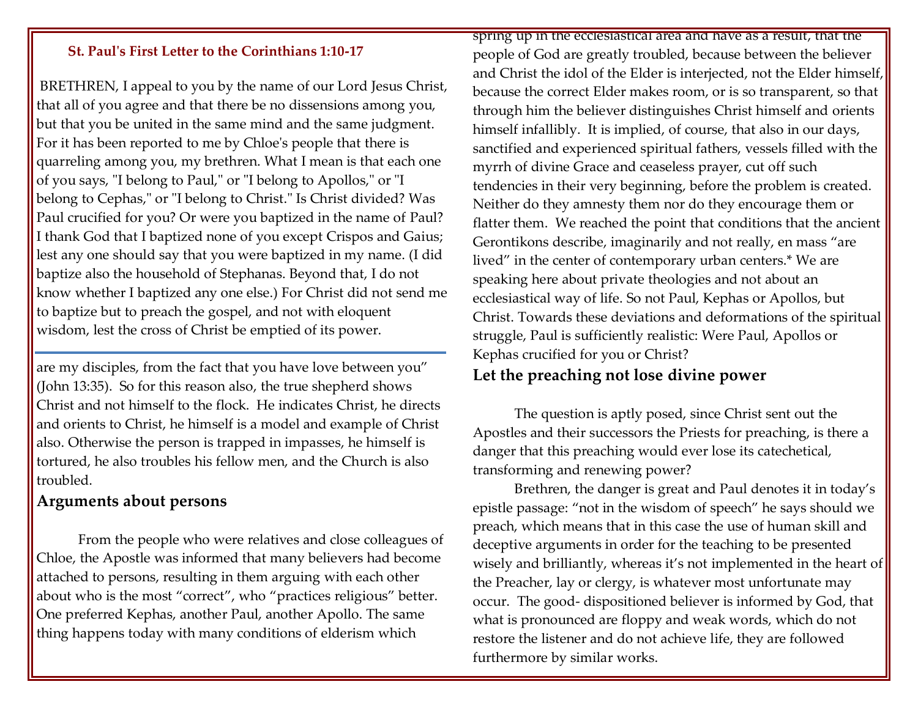**St. Paul's First Letter to the Corinthians 1:10-17**

BRETHREN, I appeal to you by the name of our Lord Jesus Christ, that all of you agree and that there be no dissensions among you, but that you be united in the same mind and the same judgment. For it has been reported to me by Chloe's people that there is quarreling among you, my brethren. What I mean is that each one of you says, "I belong to Paul," or "I belong to Apollos," or "I belong to Cephas," or "I belong to Christ." Is Christ divided? Was Paul crucified for you? Or were you baptized in the name of Paul? I thank God that I baptized none of you except Crispos and Gaius; lest any one should say that you were baptized in my name. (I did baptize also the household of Stephanas. Beyond that, I do not know whether I baptized any one else.) For Christ did not send me to baptize but to preach the gospel, and not with eloquent wisdom, lest the cross of Christ be emptied of its power.

---

are my disciples, from the fact that you have love between you" (John 13:35). So for this reason also, the true shepherd shows Christ and not himself to the flock. He indicates Christ, he directs and orients to Christ, he himself is a model and example of Christ also. Otherwise the person is trapped in impasses, he himself is tortured, he also troubles his fellow men, and the Church is also troubled.

## Arguments about persons

From the people who were relatives and close colleagues of Chloe, the Apostle was informed that many believers had become attached to persons, resulting in them arguing with each other about who is the most "correct", who "practices religious" better. One preferred Kephas, another Paul, another Apollo. The same thing happens today with many conditions of elderism which spring up in the ecclesiastical area and have as a result, that the people of God are greatly troubled, because between the believer and Christ the idol of the Elder is interjected, not the Elder himself, because the correct Elder makes room, or is so transparent, so that through him the believer distinguishes Christ himself and orients himself infallibly. It is implied, of course, that also in our days, sanctified and experienced spiritual fathers, vessels filled with the myrrh of divine Grace and ceaseless prayer, cut off such tendencies in their very beginning, before the problem is created. Neither do they amnesty them nor do they encourage them or flatter them. We reached the point that conditions that the ancient Gerontikons describe, imaginarily and not really, en mass "are lived" in the center of contemporary urban centers.* We are speaking here about private theologies and not about an ecclesiastical way of life. So not Paul, Kephas or Apollos, but Christ. Towards these deviations and deformations of the spiritual struggle, Paul is sufficiently realistic: Were Paul, Apollos or Kephas crucified for you or Christ?

## Let the preaching not lose divine power

The question is aptly posed, since Christ sent out the Apostles and their successors the Priests for preaching, is there a danger that this preaching would ever lose its catechetical, transforming and renewing power?

Brethren, the danger is great and Paul denotes it in today's epistle passage: "not in the wisdom of speech" he says should we preach, which means that in this case the use of human skill and deceptive arguments in order for the teaching to be presented wisely and brilliantly, whereas it's not implemented in the heart of the Preacher, lay or clergy, is whatever most unfortunate may occur. The good- dispositioned believer is informed by God, that what is pronounced are floppy and weak words, which do not restore the listener and do not achieve life, they are followed furthermore by similar works.